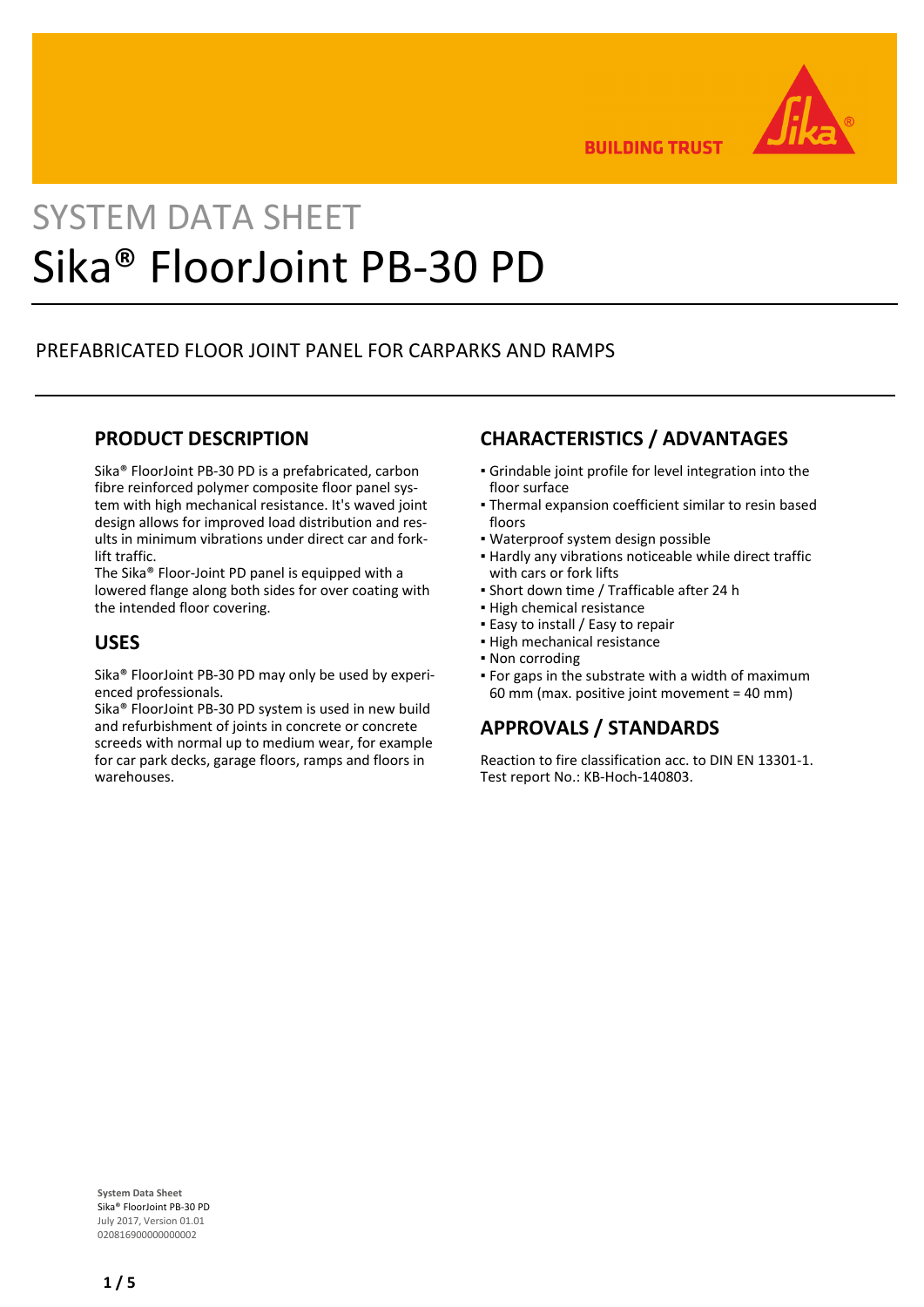# SYSTEM DATA SHEET

# Sika® FloorJoint PB-30 PD

PREFABRICATED FLOOR JOINT PANEL FOR CARPARKS AND RAMPS

## PRODUCT DESCRIPTION

Sika® FloorJoint PB-30 PD is a prefabricated, carbon fibre reinforced polymer composite floor panel system with high mechanical resistance. It's waved joint design allows for improved load distribution and results in minimum vibrations under direct car and forklift traffic.
The Sika® Floor-Joint PD panel is equipped with a lowered flange along both sides for over coating with the intended floor covering.

## USES

Sika® FloorJoint PB-30 PD may only be used by experienced professionals.
Sika® FloorJoint PB-30 PD system is used in new build and refurbishment of joints in concrete or concrete screeds with normal up to medium wear, for example for car park decks, garage floors, ramps and floors in warehouses.

## CHARACTERISTICS / ADVANTAGES

- Grindable joint profile for level integration into the floor surface
- Thermal expansion coefficient similar to resin based floors
- Waterproof system design possible
- Hardly any vibrations noticeable while direct traffic with cars or fork lifts
- Short down time / Trafficable after 24 h
- High chemical resistance
- Easy to install / Easy to repair
- High mechanical resistance
- Non corroding
- For gaps in the substrate with a width of maximum 60 mm (max. positive joint movement = 40 mm)

## APPROVALS / STANDARDS

Reaction to fire classification acc. to DIN EN 13301-1. Test report No.: KB-Hoch-140803.

**System Data Sheet**
Sika® FloorJoint PB-30 PD
July 2017, Version 01.01
020816900000000002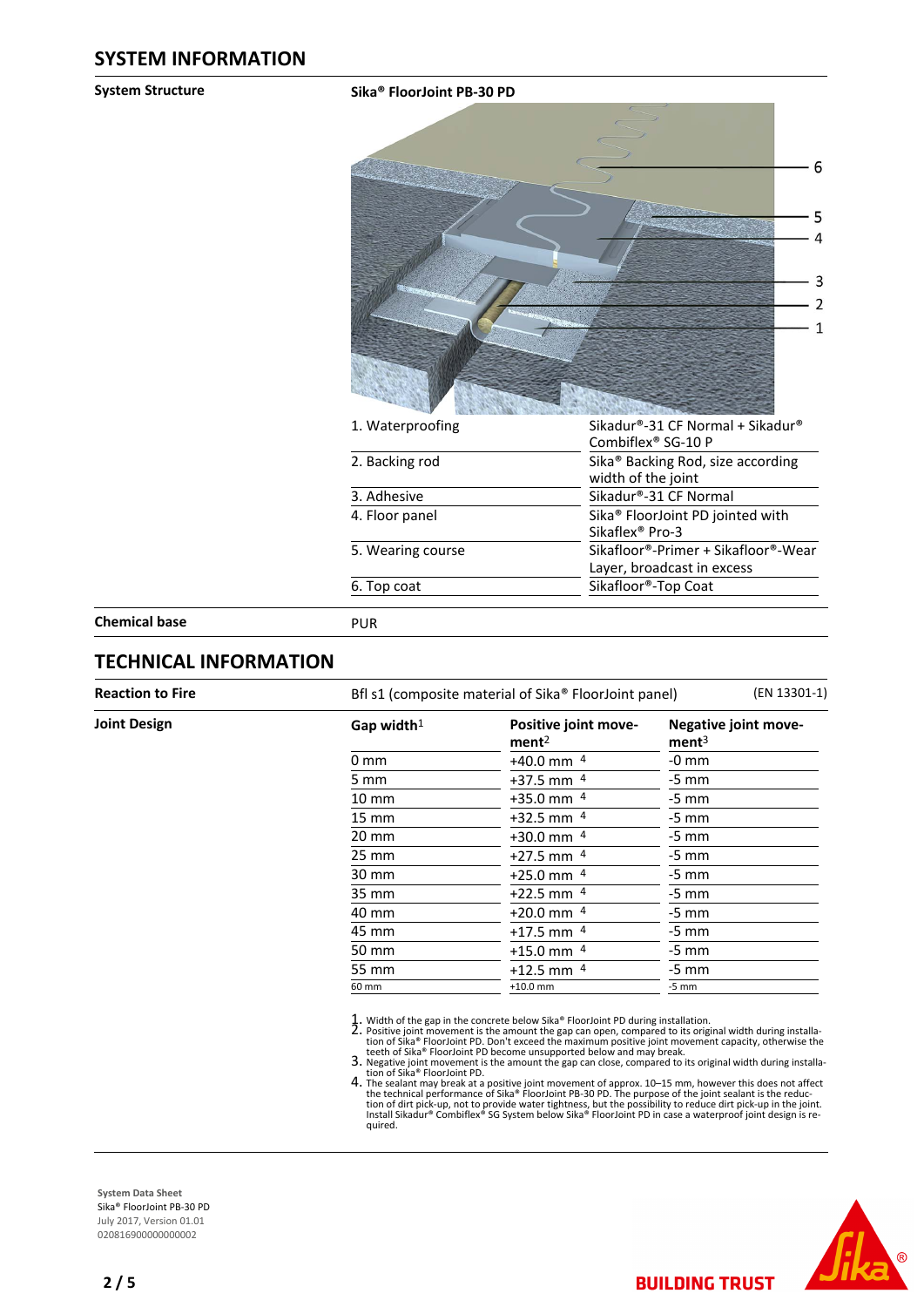## SYSTEM INFORMATION

**System Structure**

**Sika® FloorJoint PB-30 PD**

| | |
|---|---|
| 1. Waterproofing | Sikadur®-31 CF Normal + Sikadur® Combiflex® SG-10 P |
| 2. Backing rod | Sika® Backing Rod, size according width of the joint |
| 3. Adhesive | Sikadur®-31 CF Normal |
| 4. Floor panel | Sika® FloorJoint PD jointed with Sikaflex® Pro-3 |
| 5. Wearing course | Sikafloor®-Primer + Sikafloor®-Wear Layer, broadcast in excess |
| 6. Top coat | Sikafloor®-Top Coat |

**Chemical base**

PUR

## TECHNICAL INFORMATION

**Reaction to Fire**

Bfl s1 (composite material of Sika® FloorJoint panel) (EN 13301-1)

**Joint Design**

| Gap width[1] | Positive joint movement[2] | Negative joint movement[3] |
|---|---|---|
| 0 mm | +40.0 mm [4] | -0 mm |
| 5 mm | +37.5 mm [4] | -5 mm |
| 10 mm | +35.0 mm [4] | -5 mm |
| 15 mm | +32.5 mm [4] | -5 mm |
| 20 mm | +30.0 mm [4] | -5 mm |
| 25 mm | +27.5 mm [4] | -5 mm |
| 30 mm | +25.0 mm [4] | -5 mm |
| 35 mm | +22.5 mm [4] | -5 mm |
| 40 mm | +20.0 mm [4] | -5 mm |
| 45 mm | +17.5 mm [4] | -5 mm |
| 50 mm | +15.0 mm [4] | -5 mm |
| 55 mm | +12.5 mm [4] | -5 mm |
| 60 mm | +10.0 mm | -5 mm |

1. Width of the gap in the concrete below Sika® FloorJoint PD during installation.
2. Positive joint movement is the amount the gap can open, compared to its original width during installation of Sika® FloorJoint PD. Don't exceed the maximum positive joint movement capacity, otherwise the teeth of Sika® FloorJoint PD become unsupported below and may break.
3. Negative joint movement is the amount the gap can close, compared to its original width during installation of Sika® FloorJoint PD.
4. The sealant may break at a positive joint movement of approx. 10–15 mm, however this does not affect the technical performance of Sika® FloorJoint PB-30 PD. The purpose of the joint sealant is the reduction of dirt pick-up, not to provide water tightness, but the possibility to reduce dirt pick-up in the joint. Install Sikadur® Combiflex® SG System below Sika® FloorJoint PD in case a waterproof joint design is required.

**System Data Sheet**
Sika® FloorJoint PB-30 PD
July 2017, Version 01.01
020816900000000002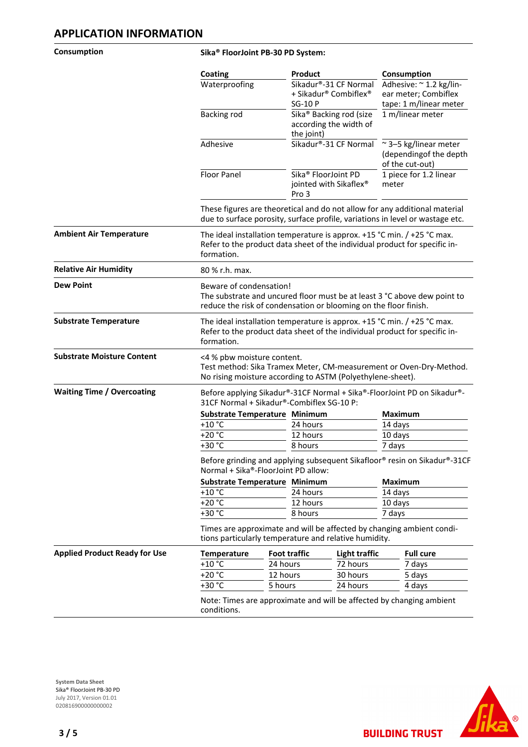## APPLICATION INFORMATION

**Consumption**

**Sika® FloorJoint PB-30 PD System:**

| Coating | Product | Consumption |
|---|---|---|
| Waterproofing | Sikadur®-31 CF Normal + Sikadur® Combiflex® SG-10 P | Adhesive: ~ 1.2 kg/linear meter; Combiflex tape: 1 m/linear meter |
| Backing rod | Sika® Backing rod (size according the width of the joint) | 1 m/linear meter |
| Adhesive | Sikadur®-31 CF Normal | ~ 3–5 kg/linear meter (dependingof the depth of the cut-out) |
| Floor Panel | Sika® FloorJoint PD jointed with Sikaflex® Pro 3 | 1 piece for 1.2 linear meter |

These figures are theoretical and do not allow for any additional material due to surface porosity, surface profile, variations in level or wastage etc.

**Ambient Air Temperature**

The ideal installation temperature is approx. +15 °C min. / +25 °C max. Refer to the product data sheet of the individual product for specific information.

**Relative Air Humidity**

80 % r.h. max.

**Dew Point**

Beware of condensation!
The substrate and uncured floor must be at least 3 °C above dew point to reduce the risk of condensation or blooming on the floor finish.

**Substrate Temperature**

The ideal installation temperature is approx. +15 °C min. / +25 °C max. Refer to the product data sheet of the individual product for specific information.

**Substrate Moisture Content**

<4 % pbw moisture content.
Test method: Sika Tramex Meter, CM-measurement or Oven-Dry-Method.
No rising moisture according to ASTM (Polyethylene-sheet).

**Waiting Time / Overcoating**

Before applying Sikadur®-31CF Normal + Sika®-FloorJoint PD on Sikadur®-31CF Normal + Sikadur®-Combiflex SG-10 P:

| Substrate Temperature | Minimum | Maximum |
|---|---|---|
| +10 °C | 24 hours | 14 days |
| +20 °C | 12 hours | 10 days |
| +30 °C | 8 hours | 7 days |

Before grinding and applying subsequent Sikafloor® resin on Sikadur®-31CF Normal + Sika®-FloorJoint PD allow:

| Substrate Temperature | Minimum | Maximum |
|---|---|---|
| +10 °C | 24 hours | 14 days |
| +20 °C | 12 hours | 10 days |
| +30 °C | 8 hours | 7 days |

Times are approximate and will be affected by changing ambient conditions particularly temperature and relative humidity.

**Applied Product Ready for Use**

| Temperature | Foot traffic | Light traffic | Full cure |
|---|---|---|---|
| +10 °C | 24 hours | 72 hours | 7 days |
| +20 °C | 12 hours | 30 hours | 5 days |
| +30 °C | 5 hours | 24 hours | 4 days |

Note: Times are approximate and will be affected by changing ambient conditions.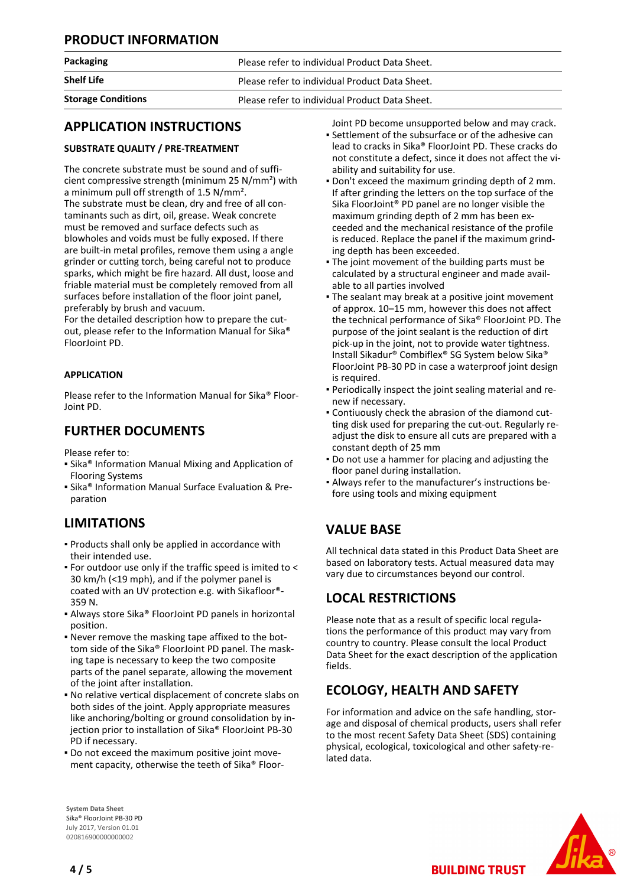## PRODUCT INFORMATION

| | |
|---|---|
| **Packaging** | Please refer to individual Product Data Sheet. |
| **Shelf Life** | Please refer to individual Product Data Sheet. |
| **Storage Conditions** | Please refer to individual Product Data Sheet. |

## APPLICATION INSTRUCTIONS

### SUBSTRATE QUALITY / PRE-TREATMENT

The concrete substrate must be sound and of sufficient compressive strength (minimum 25 N/mm²) with a minimum pull off strength of 1.5 N/mm².
The substrate must be clean, dry and free of all contaminants such as dirt, oil, grease. Weak concrete must be removed and surface defects such as blowholes and voids must be fully exposed. If there are built-in metal profiles, remove them using a angle grinder or cutting torch, being careful not to produce sparks, which might be fire hazard. All dust, loose and friable material must be completely removed from all surfaces before installation of the floor joint panel, preferably by brush and vacuum.
For the detailed description how to prepare the cut-out, please refer to the Information Manual for Sika® FloorJoint PD.

### APPLICATION

Please refer to the Information Manual for Sika® FloorJoint PD.

## FURTHER DOCUMENTS

Please refer to:
- Sika® Information Manual Mixing and Application of Flooring Systems
- Sika® Information Manual Surface Evaluation & Preparation

## LIMITATIONS

- Products shall only be applied in accordance with their intended use.
- For outdoor use only if the traffic speed is imited to < 30 km/h (<19 mph), and if the polymer panel is coated with an UV protection e.g. with Sikafloor®-359 N.
- Always store Sika® FloorJoint PD panels in horizontal position.
- Never remove the masking tape affixed to the bottom side of the Sika® FloorJoint PD panel. The masking tape is necessary to keep the two composite parts of the panel separate, allowing the movement of the joint after installation.
- No relative vertical displacement of concrete slabs on both sides of the joint. Apply appropriate measures like anchoring/bolting or ground consolidation by injection prior to installation of Sika® FloorJoint PB-30 PD if necessary.
- Do not exceed the maximum positive joint movement capacity, otherwise the teeth of Sika® FloorJoint PD become unsupported below and may crack.
- Settlement of the subsurface or of the adhesive can lead to cracks in Sika® FloorJoint PD. These cracks do not constitute a defect, since it does not affect the viability and suitability for use.
- Don't exceed the maximum grinding depth of 2 mm. If after grinding the letters on the top surface of the Sika FloorJoint® PD panel are no longer visible the maximum grinding depth of 2 mm has been exceeded and the mechanical resistance of the profile is reduced. Replace the panel if the maximum grinding depth has been exceeded.
- The joint movement of the building parts must be calculated by a structural engineer and made available to all parties involved
- The sealant may break at a positive joint movement of approx. 10–15 mm, however this does not affect the technical performance of Sika® FloorJoint PD. The purpose of the joint sealant is the reduction of dirt pick-up in the joint, not to provide water tightness. Install Sikadur® Combiflex® SG System below Sika® FloorJoint PB-30 PD in case a waterproof joint design is required.
- Periodically inspect the joint sealing material and renew if necessary.
- Contiuously check the abrasion of the diamond cutting disk used for preparing the cut-out. Regularly readjust the disk to ensure all cuts are prepared with a constant depth of 25 mm
- Do not use a hammer for placing and adjusting the floor panel during installation.
- Always refer to the manufacturer's instructions before using tools and mixing equipment

## VALUE BASE

All technical data stated in this Product Data Sheet are based on laboratory tests. Actual measured data may vary due to circumstances beyond our control.

## LOCAL RESTRICTIONS

Please note that as a result of specific local regulations the performance of this product may vary from country to country. Please consult the local Product Data Sheet for the exact description of the application fields.

## ECOLOGY, HEALTH AND SAFETY

For information and advice on the safe handling, storage and disposal of chemical products, users shall refer to the most recent Safety Data Sheet (SDS) containing physical, ecological, toxicological and other safety-related data.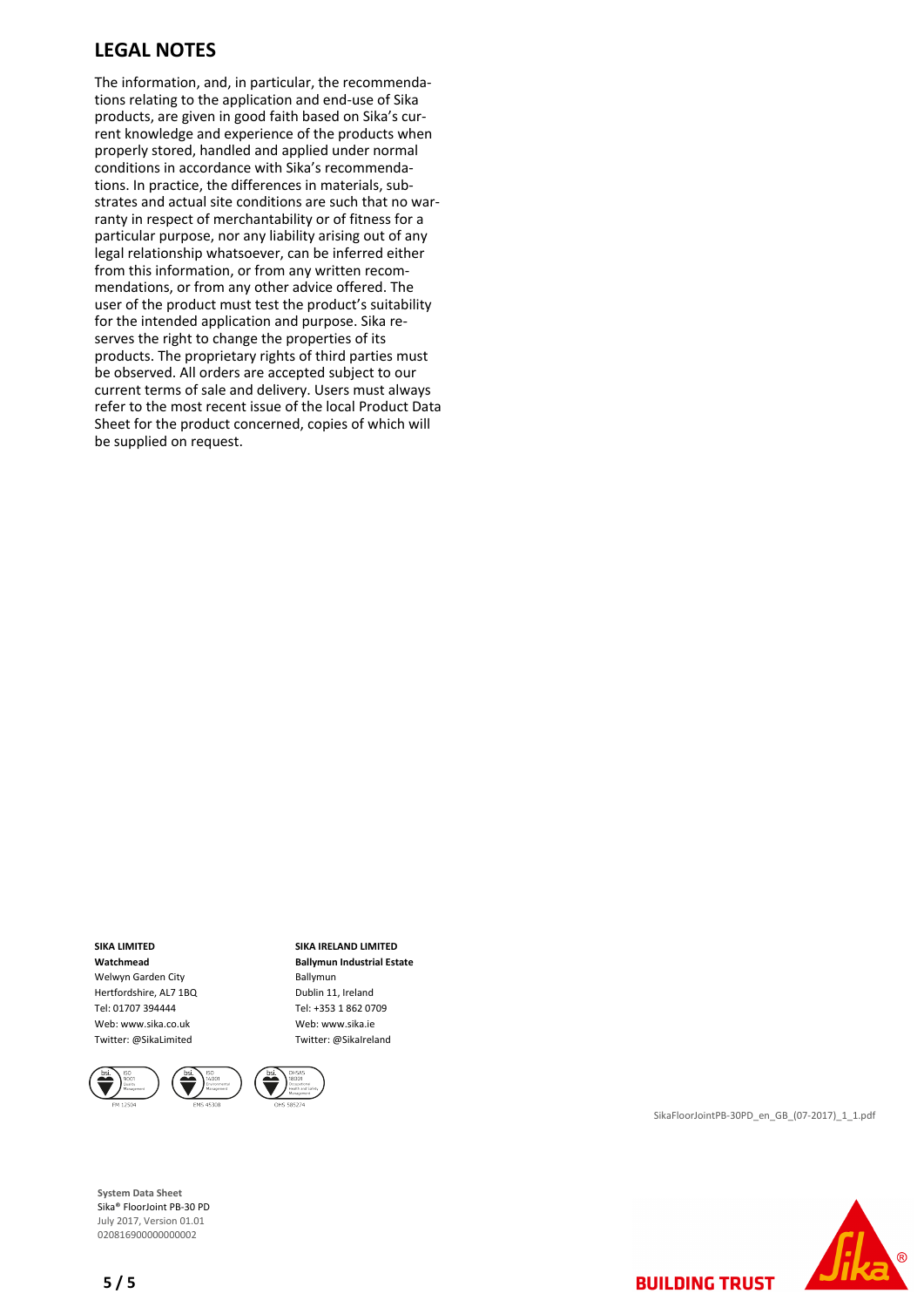## LEGAL NOTES

The information, and, in particular, the recommendations relating to the application and end-use of Sika products, are given in good faith based on Sika's current knowledge and experience of the products when properly stored, handled and applied under normal conditions in accordance with Sika's recommendations. In practice, the differences in materials, substrates and actual site conditions are such that no warranty in respect of merchantability or of fitness for a particular purpose, nor any liability arising out of any legal relationship whatsoever, can be inferred either from this information, or from any written recommendations, or from any other advice offered. The user of the product must test the product's suitability for the intended application and purpose. Sika reserves the right to change the properties of its products. The proprietary rights of third parties must be observed. All orders are accepted subject to our current terms of sale and delivery. Users must always refer to the most recent issue of the local Product Data Sheet for the product concerned, copies of which will be supplied on request.

**SIKA LIMITED**
**Watchmead**
Welwyn Garden City
Hertfordshire, AL7 1BQ
Tel: 01707 394444
Web: www.sika.co.uk
Twitter: @SikaLimited

**SIKA IRELAND LIMITED**
**Ballymun Industrial Estate**
Ballymun
Dublin 11, Ireland
Tel: +353 1 862 0709
Web: www.sika.ie
Twitter: @SikaIreland

FM 12504 EMS 45308 OHS 585274

SikaFloorJointPB-30PD_en_GB_(07-2017)_1_1.pdf

**System Data Sheet**
Sika® FloorJoint PB-30 PD
July 2017, Version 01.01
020816900000000002

**BUILDING TRUST**